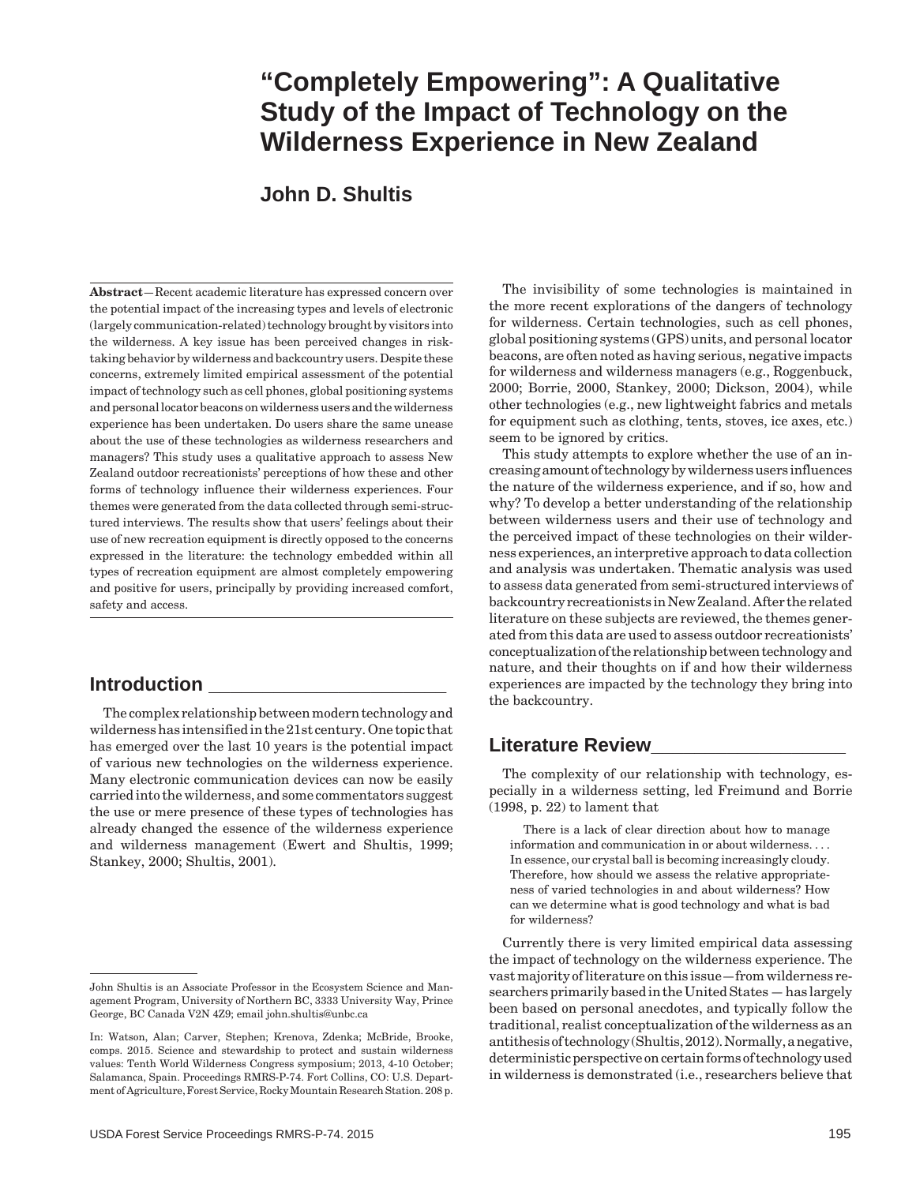# "Completely Empowering": A Qualitative Study of the Impact of Technology on the Wilderness Experience in New Zealand

**John D. Shultis**

**Abstract**—Recent academic literature has expressed concern over the potential impact of the increasing types and levels of electronic (largely communication-related) technology brought by visitors into the wilderness. A key issue has been perceived changes in risk-taking behavior by wilderness and backcountry users. Despite these concerns, extremely limited empirical assessment of the potential impact of technology such as cell phones, global positioning systems and personal locator beacons on wilderness users and the wilderness experience has been undertaken. Do users share the same unease about the use of these technologies as wilderness researchers and managers? This study uses a qualitative approach to assess New Zealand outdoor recreationists' perceptions of how these and other forms of technology influence their wilderness experiences. Four themes were generated from the data collected through semi-structured interviews. The results show that users' feelings about their use of new recreation equipment is directly opposed to the concerns expressed in the literature: the technology embedded within all types of recreation equipment are almost completely empowering and positive for users, principally by providing increased comfort, safety and access.

## Introduction

The complex relationship between modern technology and wilderness has intensified in the 21st century. One topic that has emerged over the last 10 years is the potential impact of various new technologies on the wilderness experience. Many electronic communication devices can now be easily carried into the wilderness, and some commentators suggest the use or mere presence of these types of technologies has already changed the essence of the wilderness experience and wilderness management (Ewert and Shultis, 1999; Stankey, 2000; Shultis, 2001).

The invisibility of some technologies is maintained in the more recent explorations of the dangers of technology for wilderness. Certain technologies, such as cell phones, global positioning systems (GPS) units, and personal locator beacons, are often noted as having serious, negative impacts for wilderness and wilderness managers (e.g., Roggenbuck, 2000; Borrie, 2000, Stankey, 2000; Dickson, 2004), while other technologies (e.g., new lightweight fabrics and metals for equipment such as clothing, tents, stoves, ice axes, etc.) seem to be ignored by critics.

This study attempts to explore whether the use of an increasing amount of technology by wilderness users influences the nature of the wilderness experience, and if so, how and why? To develop a better understanding of the relationship between wilderness users and their use of technology and the perceived impact of these technologies on their wilderness experiences, an interpretive approach to data collection and analysis was undertaken. Thematic analysis was used to assess data generated from semi-structured interviews of backcountry recreationists in New Zealand. After the related literature on these subjects are reviewed, the themes generated from this data are used to assess outdoor recreationists' conceptualization of the relationship between technology and nature, and their thoughts on if and how their wilderness experiences are impacted by the technology they bring into the backcountry.

## Literature Review

The complexity of our relationship with technology, especially in a wilderness setting, led Freimund and Borrie (1998, p. 22) to lament that

> There is a lack of clear direction about how to manage information and communication in or about wilderness. . . . In essence, our crystal ball is becoming increasingly cloudy. Therefore, how should we assess the relative appropriateness of varied technologies in and about wilderness? How can we determine what is good technology and what is bad for wilderness?

Currently there is very limited empirical data assessing the impact of technology on the wilderness experience. The vast majority of literature on this issue—from wilderness researchers primarily based in the United States — has largely been based on personal anecdotes, and typically follow the traditional, realist conceptualization of the wilderness as an antithesis of technology (Shultis, 2012). Normally, a negative, deterministic perspective on certain forms of technology used in wilderness is demonstrated (i.e., researchers believe that

---

John Shultis is an Associate Professor in the Ecosystem Science and Management Program, University of Northern BC, 3333 University Way, Prince George, BC Canada V2N 4Z9; email john.shultis@unbc.ca

In: Watson, Alan; Carver, Stephen; Krenova, Zdenka; McBride, Brooke, comps. 2015. Science and stewardship to protect and sustain wilderness values: Tenth World Wilderness Congress symposium; 2013, 4-10 October; Salamanca, Spain. Proceedings RMRS-P-74. Fort Collins, CO: U.S. Department of Agriculture, Forest Service, Rocky Mountain Research Station. 208 p.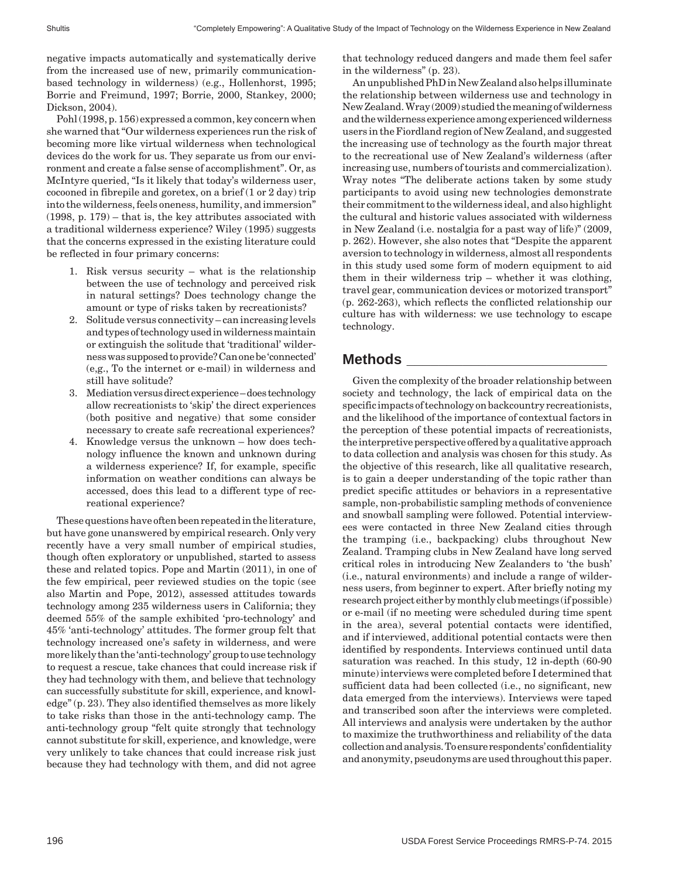negative impacts automatically and systematically derive from the increased use of new, primarily communication-based technology in wilderness) (e.g., Hollenhorst, 1995; Borrie and Freimund, 1997; Borrie, 2000, Stankey, 2000; Dickson, 2004).

Pohl (1998, p. 156) expressed a common, key concern when she warned that "Our wilderness experiences run the risk of becoming more like virtual wilderness when technological devices do the work for us. They separate us from our environment and create a false sense of accomplishment". Or, as McIntyre queried, "Is it likely that today's wilderness user, cocooned in fibrepile and goretex, on a brief (1 or 2 day) trip into the wilderness, feels oneness, humility, and immersion" (1998, p. 179) – that is, the key attributes associated with a traditional wilderness experience? Wiley (1995) suggests that the concerns expressed in the existing literature could be reflected in four primary concerns:

1. Risk versus security – what is the relationship between the use of technology and perceived risk in natural settings? Does technology change the amount or type of risks taken by recreationists?
2. Solitude versus connectivity – can increasing levels and types of technology used in wilderness maintain or extinguish the solitude that 'traditional' wilderness was supposed to provide? Can one be 'connected' (e,g., To the internet or e-mail) in wilderness and still have solitude?
3. Mediation versus direct experience – does technology allow recreationists to 'skip' the direct experiences (both positive and negative) that some consider necessary to create safe recreational experiences?
4. Knowledge versus the unknown – how does technology influence the known and unknown during a wilderness experience? If, for example, specific information on weather conditions can always be accessed, does this lead to a different type of recreational experience?

These questions have often been repeated in the literature, but have gone unanswered by empirical research. Only very recently have a very small number of empirical studies, though often exploratory or unpublished, started to assess these and related topics. Pope and Martin (2011), in one of the few empirical, peer reviewed studies on the topic (see also Martin and Pope, 2012), assessed attitudes towards technology among 235 wilderness users in California; they deemed 55% of the sample exhibited 'pro-technology' and 45% 'anti-technology' attitudes. The former group felt that technology increased one's safety in wilderness, and were more likely than the 'anti-technology' group to use technology to request a rescue, take chances that could increase risk if they had technology with them, and believe that technology can successfully substitute for skill, experience, and knowledge" (p. 23). They also identified themselves as more likely to take risks than those in the anti-technology camp. The anti-technology group "felt quite strongly that technology cannot substitute for skill, experience, and knowledge, were very unlikely to take chances that could increase risk just because they had technology with them, and did not agree that technology reduced dangers and made them feel safer in the wilderness" (p. 23).

An unpublished PhD in New Zealand also helps illuminate the relationship between wilderness use and technology in New Zealand. Wray (2009) studied the meaning of wilderness and the wilderness experience among experienced wilderness users in the Fiordland region of New Zealand, and suggested the increasing use of technology as the fourth major threat to the recreational use of New Zealand's wilderness (after increasing use, numbers of tourists and commercialization). Wray notes "The deliberate actions taken by some study participants to avoid using new technologies demonstrate their commitment to the wilderness ideal, and also highlight the cultural and historic values associated with wilderness in New Zealand (i.e. nostalgia for a past way of life)" (2009, p. 262). However, she also notes that "Despite the apparent aversion to technology in wilderness, almost all respondents in this study used some form of modern equipment to aid them in their wilderness trip – whether it was clothing, travel gear, communication devices or motorized transport" (p. 262-263), which reflects the conflicted relationship our culture has with wilderness: we use technology to escape technology.

## Methods

Given the complexity of the broader relationship between society and technology, the lack of empirical data on the specific impacts of technology on backcountry recreationists, and the likelihood of the importance of contextual factors in the perception of these potential impacts of recreationists, the interpretive perspective offered by a qualitative approach to data collection and analysis was chosen for this study. As the objective of this research, like all qualitative research, is to gain a deeper understanding of the topic rather than predict specific attitudes or behaviors in a representative sample, non-probabilistic sampling methods of convenience and snowball sampling were followed. Potential interviewees were contacted in three New Zealand cities through the tramping (i.e., backpacking) clubs throughout New Zealand. Tramping clubs in New Zealand have long served critical roles in introducing New Zealanders to 'the bush' (i.e., natural environments) and include a range of wilderness users, from beginner to expert. After briefly noting my research project either by monthly club meetings (if possible) or e-mail (if no meeting were scheduled during time spent in the area), several potential contacts were identified, and if interviewed, additional potential contacts were then identified by respondents. Interviews continued until data saturation was reached. In this study, 12 in-depth (60-90 minute) interviews were completed before I determined that sufficient data had been collected (i.e., no significant, new data emerged from the interviews). Interviews were taped and transcribed soon after the interviews were completed. All interviews and analysis were undertaken by the author to maximize the truthworthiness and reliability of the data collection and analysis. To ensure respondents' confidentiality and anonymity, pseudonyms are used throughout this paper.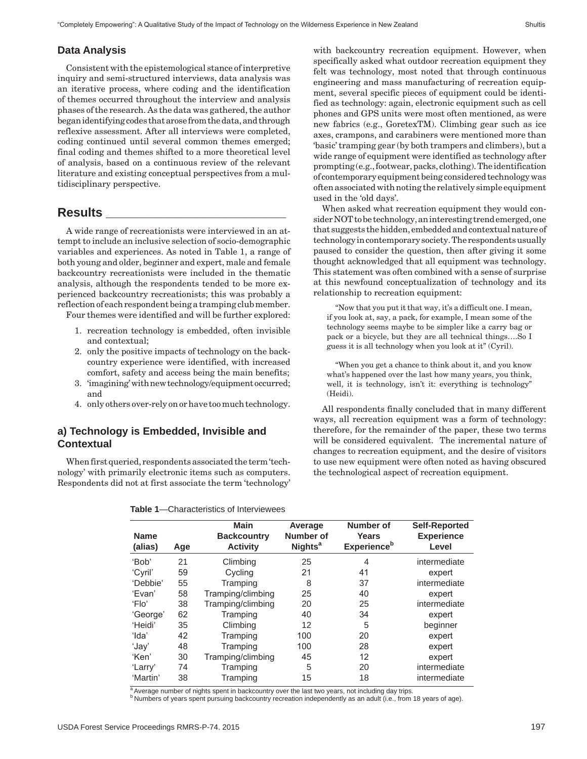## Data Analysis

Consistent with the epistemological stance of interpretive inquiry and semi-structured interviews, data analysis was an iterative process, where coding and the identification of themes occurred throughout the interview and analysis phases of the research. As the data was gathered, the author began identifying codes that arose from the data, and through reflexive assessment. After all interviews were completed, coding continued until several common themes emerged; final coding and themes shifted to a more theoretical level of analysis, based on a continuous review of the relevant literature and existing conceptual perspectives from a multidisciplinary perspective.

# Results

A wide range of recreationists were interviewed in an attempt to include an inclusive selection of socio-demographic variables and experiences. As noted in Table 1, a range of both young and older, beginner and expert, male and female backcountry recreationists were included in the thematic analysis, although the respondents tended to be more experienced backcountry recreationists; this was probably a reflection of each respondent being a tramping club member.

Four themes were identified and will be further explored:

1. recreation technology is embedded, often invisible and contextual;
2. only the positive impacts of technology on the backcountry experience were identified, with increased comfort, safety and access being the main benefits;
3. 'imagining' with new technology/equipment occurred; and
4. only others over-rely on or have too much technology.

## a) Technology is Embedded, Invisible and Contextual

When first queried, respondents associated the term 'technology' with primarily electronic items such as computers. Respondents did not at first associate the term 'technology' with backcountry recreation equipment. However, when specifically asked what outdoor recreation equipment they felt was technology, most noted that through continuous engineering and mass manufacturing of recreation equipment, several specific pieces of equipment could be identified as technology: again, electronic equipment such as cell phones and GPS units were most often mentioned, as were new fabrics (e.g., GoretexTM). Climbing gear such as ice axes, crampons, and carabiners were mentioned more than 'basic' tramping gear (by both trampers and climbers), but a wide range of equipment were identified as technology after prompting (e.g., footwear, packs, clothing). The identification of contemporary equipment being considered technology was often associated with noting the relatively simple equipment used in the 'old days'.

When asked what recreation equipment they would consider NOT to be technology, an interesting trend emerged, one that suggests the hidden, embedded and contextual nature of technology in contemporary society. The respondents usually paused to consider the question, then after giving it some thought acknowledged that all equipment was technology. This statement was often combined with a sense of surprise at this newfound conceptualization of technology and its relationship to recreation equipment:

> "Now that you put it that way, it's a difficult one. I mean, if you look at, say, a pack, for example, I mean some of the technology seems maybe to be simpler like a carry bag or pack or a bicycle, but they are all technical things….So I guess it is all technology when you look at it" (Cyril).

> "When you get a chance to think about it, and you know what's happened over the last how many years, you think, well, it is technology, isn't it: everything is technology" (Heidi).

All respondents finally concluded that in many different ways, all recreation equipment was a form of technology: therefore, for the remainder of the paper, these two terms will be considered equivalent. The incremental nature of changes to recreation equipment, and the desire of visitors to use new equipment were often noted as having obscured the technological aspect of recreation equipment.

**Table 1**—Characteristics of Interviewees

| Name (alias) | Age | Main Backcountry Activity | Average Number of Nights[a] | Number of Years Experience[b] | Self-Reported Experience Level |
|---|---|---|---|---|---|
| 'Bob' | 21 | Climbing | 25 | 4 | intermediate |
| 'Cyril' | 59 | Cycling | 21 | 41 | expert |
| 'Debbie' | 55 | Tramping | 8 | 37 | intermediate |
| 'Evan' | 58 | Tramping/climbing | 25 | 40 | expert |
| 'Flo' | 38 | Tramping/climbing | 20 | 25 | intermediate |
| 'George' | 62 | Tramping | 40 | 34 | expert |
| 'Heidi' | 35 | Climbing | 12 | 5 | beginner |
| 'Ida' | 42 | Tramping | 100 | 20 | expert |
| 'Jay' | 48 | Tramping | 100 | 28 | expert |
| 'Ken' | 30 | Tramping/climbing | 45 | 12 | expert |
| 'Larry' | 74 | Tramping | 5 | 20 | intermediate |
| 'Martin' | 38 | Tramping | 15 | 18 | intermediate |

[a] Average number of nights spent in backcountry over the last two years, not including day trips.
[b] Numbers of years spent pursuing backcountry recreation independently as an adult (i.e., from 18 years of age).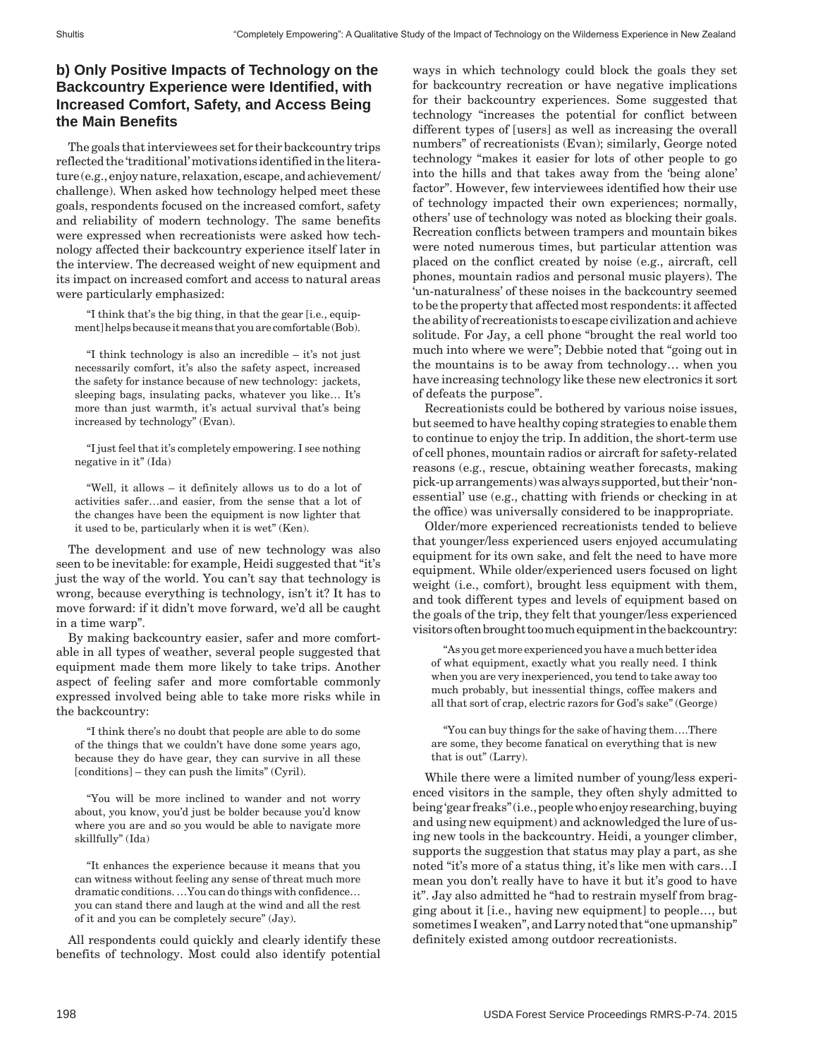### b) Only Positive Impacts of Technology on the Backcountry Experience were Identified, with Increased Comfort, Safety, and Access Being the Main Benefits

The goals that interviewees set for their backcountry trips reflected the 'traditional' motivations identified in the literature (e.g., enjoy nature, relaxation, escape, and achievement/challenge). When asked how technology helped meet these goals, respondents focused on the increased comfort, safety and reliability of modern technology. The same benefits were expressed when recreationists were asked how technology affected their backcountry experience itself later in the interview. The decreased weight of new equipment and its impact on increased comfort and access to natural areas were particularly emphasized:

> "I think that's the big thing, in that the gear [i.e., equipment] helps because it means that you are comfortable (Bob).

> "I think technology is also an incredible – it's not just necessarily comfort, it's also the safety aspect, increased the safety for instance because of new technology: jackets, sleeping bags, insulating packs, whatever you like… It's more than just warmth, it's actual survival that's being increased by technology" (Evan).

> "I just feel that it's completely empowering. I see nothing negative in it" (Ida)

> "Well, it allows – it definitely allows us to do a lot of activities safer…and easier, from the sense that a lot of the changes have been the equipment is now lighter that it used to be, particularly when it is wet" (Ken).

The development and use of new technology was also seen to be inevitable: for example, Heidi suggested that "it's just the way of the world. You can't say that technology is wrong, because everything is technology, isn't it? It has to move forward: if it didn't move forward, we'd all be caught in a time warp".

By making backcountry easier, safer and more comfortable in all types of weather, several people suggested that equipment made them more likely to take trips. Another aspect of feeling safer and more comfortable commonly expressed involved being able to take more risks while in the backcountry:

> "I think there's no doubt that people are able to do some of the things that we couldn't have done some years ago, because they do have gear, they can survive in all these [conditions] – they can push the limits" (Cyril).

> "You will be more inclined to wander and not worry about, you know, you'd just be bolder because you'd know where you are and so you would be able to navigate more skillfully" (Ida)

> "It enhances the experience because it means that you can witness without feeling any sense of threat much more dramatic conditions. …You can do things with confidence… you can stand there and laugh at the wind and all the rest of it and you can be completely secure" (Jay).

All respondents could quickly and clearly identify these benefits of technology. Most could also identify potential ways in which technology could block the goals they set for backcountry recreation or have negative implications for their backcountry experiences. Some suggested that technology "increases the potential for conflict between different types of [users] as well as increasing the overall numbers" of recreationists (Evan); similarly, George noted technology "makes it easier for lots of other people to go into the hills and that takes away from the 'being alone' factor". However, few interviewees identified how their use of technology impacted their own experiences; normally, others' use of technology was noted as blocking their goals. Recreation conflicts between trampers and mountain bikes were noted numerous times, but particular attention was placed on the conflict created by noise (e.g., aircraft, cell phones, mountain radios and personal music players). The 'un-naturalness' of these noises in the backcountry seemed to be the property that affected most respondents: it affected the ability of recreationists to escape civilization and achieve solitude. For Jay, a cell phone "brought the real world too much into where we were"; Debbie noted that "going out in the mountains is to be away from technology… when you have increasing technology like these new electronics it sort of defeats the purpose".

Recreationists could be bothered by various noise issues, but seemed to have healthy coping strategies to enable them to continue to enjoy the trip. In addition, the short-term use of cell phones, mountain radios or aircraft for safety-related reasons (e.g., rescue, obtaining weather forecasts, making pick-up arrangements) was always supported, but their 'non-essential' use (e.g., chatting with friends or checking in at the office) was universally considered to be inappropriate.

Older/more experienced recreationists tended to believe that younger/less experienced users enjoyed accumulating equipment for its own sake, and felt the need to have more equipment. While older/experienced users focused on light weight (i.e., comfort), brought less equipment with them, and took different types and levels of equipment based on the goals of the trip, they felt that younger/less experienced visitors often brought too much equipment in the backcountry:

> "As you get more experienced you have a much better idea of what equipment, exactly what you really need. I think when you are very inexperienced, you tend to take away too much probably, but inessential things, coffee makers and all that sort of crap, electric razors for God's sake" (George)

> "You can buy things for the sake of having them….There are some, they become fanatical on everything that is new that is out" (Larry).

While there were a limited number of young/less experienced visitors in the sample, they often shyly admitted to being 'gear freaks' (i.e., people who enjoy researching, buying and using new equipment) and acknowledged the lure of using new tools in the backcountry. Heidi, a younger climber, supports the suggestion that status may play a part, as she noted "it's more of a status thing, it's like men with cars…I mean you don't really have to have it but it's good to have it". Jay also admitted he "had to restrain myself from bragging about it [i.e., having new equipment] to people…, but sometimes I weaken", and Larry noted that "one upmanship" definitely existed among outdoor recreationists.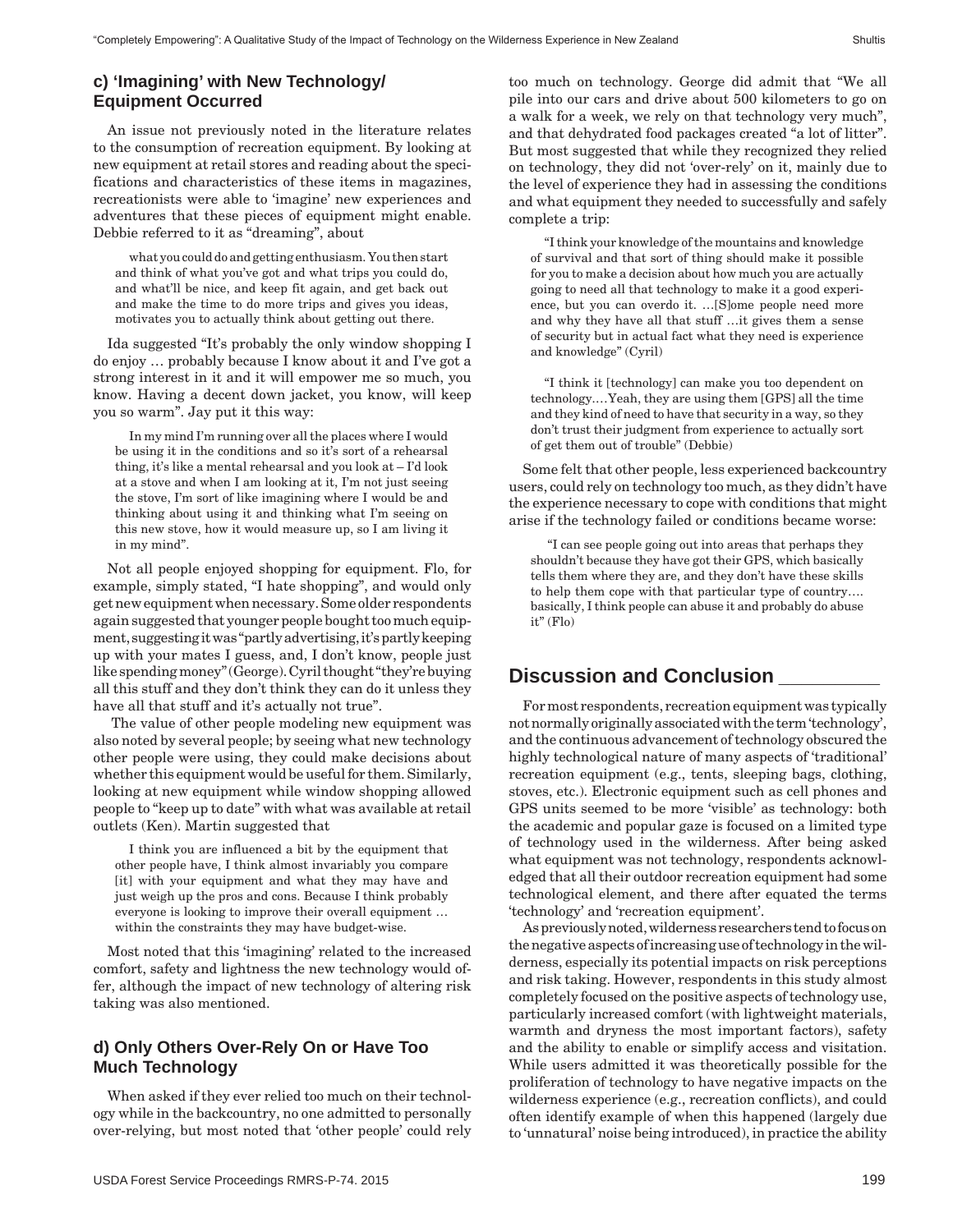### c) 'Imagining' with New Technology/ Equipment Occurred

An issue not previously noted in the literature relates to the consumption of recreation equipment. By looking at new equipment at retail stores and reading about the specifications and characteristics of these items in magazines, recreationists were able to 'imagine' new experiences and adventures that these pieces of equipment might enable. Debbie referred to it as "dreaming", about

> what you could do and getting enthusiasm. You then start and think of what you've got and what trips you could do, and what'll be nice, and keep fit again, and get back out and make the time to do more trips and gives you ideas, motivates you to actually think about getting out there.

Ida suggested "It's probably the only window shopping I do enjoy … probably because I know about it and I've got a strong interest in it and it will empower me so much, you know. Having a decent down jacket, you know, will keep you so warm". Jay put it this way:

> In my mind I'm running over all the places where I would be using it in the conditions and so it's sort of a rehearsal thing, it's like a mental rehearsal and you look at – I'd look at a stove and when I am looking at it, I'm not just seeing the stove, I'm sort of like imagining where I would be and thinking about using it and thinking what I'm seeing on this new stove, how it would measure up, so I am living it in my mind".

Not all people enjoyed shopping for equipment. Flo, for example, simply stated, "I hate shopping", and would only get new equipment when necessary. Some older respondents again suggested that younger people bought too much equipment, suggesting it was "partly advertising, it's partly keeping up with your mates I guess, and, I don't know, people just like spending money" (George). Cyril thought "they're buying all this stuff and they don't think they can do it unless they have all that stuff and it's actually not true".

The value of other people modeling new equipment was also noted by several people; by seeing what new technology other people were using, they could make decisions about whether this equipment would be useful for them. Similarly, looking at new equipment while window shopping allowed people to "keep up to date" with what was available at retail outlets (Ken). Martin suggested that

> I think you are influenced a bit by the equipment that other people have, I think almost invariably you compare [it] with your equipment and what they may have and just weigh up the pros and cons. Because I think probably everyone is looking to improve their overall equipment … within the constraints they may have budget-wise.

Most noted that this 'imagining' related to the increased comfort, safety and lightness the new technology would offer, although the impact of new technology of altering risk taking was also mentioned.

### d) Only Others Over-Rely On or Have Too Much Technology

When asked if they ever relied too much on their technology while in the backcountry, no one admitted to personally over-relying, but most noted that 'other people' could rely too much on technology. George did admit that "We all pile into our cars and drive about 500 kilometers to go on a walk for a week, we rely on that technology very much", and that dehydrated food packages created "a lot of litter". But most suggested that while they recognized they relied on technology, they did not 'over-rely' on it, mainly due to the level of experience they had in assessing the conditions and what equipment they needed to successfully and safely complete a trip:

> "I think your knowledge of the mountains and knowledge of survival and that sort of thing should make it possible for you to make a decision about how much you are actually going to need all that technology to make it a good experience, but you can overdo it. …[S]ome people need more and why they have all that stuff …it gives them a sense of security but in actual fact what they need is experience and knowledge" (Cyril)

> "I think it [technology] can make you too dependent on technology.…Yeah, they are using them [GPS] all the time and they kind of need to have that security in a way, so they don't trust their judgment from experience to actually sort of get them out of trouble" (Debbie)

Some felt that other people, less experienced backcountry users, could rely on technology too much, as they didn't have the experience necessary to cope with conditions that might arise if the technology failed or conditions became worse:

> "I can see people going out into areas that perhaps they shouldn't because they have got their GPS, which basically tells them where they are, and they don't have these skills to help them cope with that particular type of country…. basically, I think people can abuse it and probably do abuse it" (Flo)

## Discussion and Conclusion

For most respondents, recreation equipment was typically not normally originally associated with the term 'technology', and the continuous advancement of technology obscured the highly technological nature of many aspects of 'traditional' recreation equipment (e.g., tents, sleeping bags, clothing, stoves, etc.). Electronic equipment such as cell phones and GPS units seemed to be more 'visible' as technology: both the academic and popular gaze is focused on a limited type of technology used in the wilderness. After being asked what equipment was not technology, respondents acknowledged that all their outdoor recreation equipment had some technological element, and there after equated the terms 'technology' and 'recreation equipment'.

As previously noted, wilderness researchers tend to focus on the negative aspects of increasing use of technology in the wilderness, especially its potential impacts on risk perceptions and risk taking. However, respondents in this study almost completely focused on the positive aspects of technology use, particularly increased comfort (with lightweight materials, warmth and dryness the most important factors), safety and the ability to enable or simplify access and visitation. While users admitted it was theoretically possible for the proliferation of technology to have negative impacts on the wilderness experience (e.g., recreation conflicts), and could often identify example of when this happened (largely due to 'unnatural' noise being introduced), in practice the ability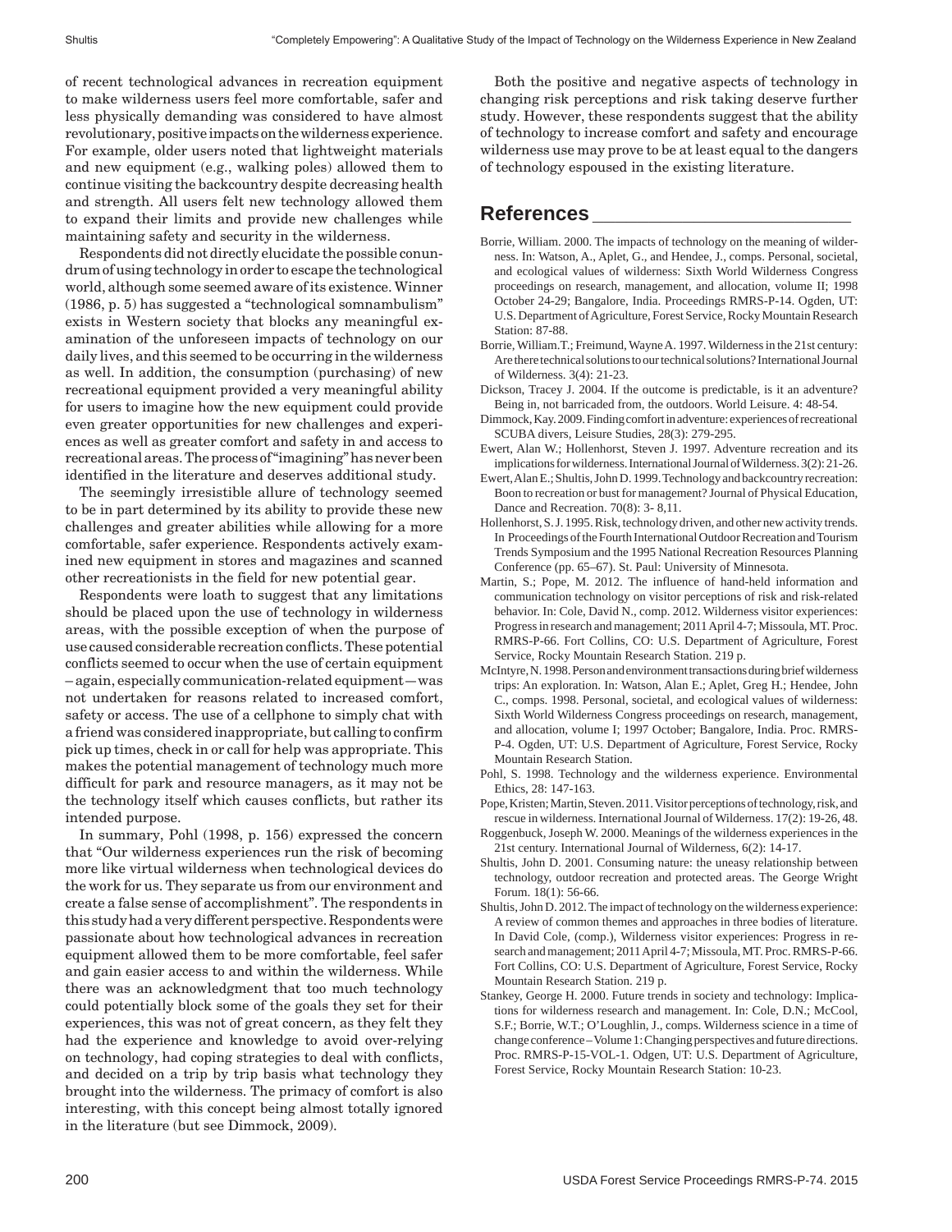of recent technological advances in recreation equipment to make wilderness users feel more comfortable, safer and less physically demanding was considered to have almost revolutionary, positive impacts on the wilderness experience. For example, older users noted that lightweight materials and new equipment (e.g., walking poles) allowed them to continue visiting the backcountry despite decreasing health and strength. All users felt new technology allowed them to expand their limits and provide new challenges while maintaining safety and security in the wilderness.

Respondents did not directly elucidate the possible conundrum of using technology in order to escape the technological world, although some seemed aware of its existence. Winner (1986, p. 5) has suggested a "technological somnambulism" exists in Western society that blocks any meaningful examination of the unforeseen impacts of technology on our daily lives, and this seemed to be occurring in the wilderness as well. In addition, the consumption (purchasing) of new recreational equipment provided a very meaningful ability for users to imagine how the new equipment could provide even greater opportunities for new challenges and experiences as well as greater comfort and safety in and access to recreational areas. The process of "imagining" has never been identified in the literature and deserves additional study.

The seemingly irresistible allure of technology seemed to be in part determined by its ability to provide these new challenges and greater abilities while allowing for a more comfortable, safer experience. Respondents actively examined new equipment in stores and magazines and scanned other recreationists in the field for new potential gear.

Respondents were loath to suggest that any limitations should be placed upon the use of technology in wilderness areas, with the possible exception of when the purpose of use caused considerable recreation conflicts. These potential conflicts seemed to occur when the use of certain equipment – again, especially communication-related equipment—was not undertaken for reasons related to increased comfort, safety or access. The use of a cellphone to simply chat with a friend was considered inappropriate, but calling to confirm pick up times, check in or call for help was appropriate. This makes the potential management of technology much more difficult for park and resource managers, as it may not be the technology itself which causes conflicts, but rather its intended purpose.

In summary, Pohl (1998, p. 156) expressed the concern that "Our wilderness experiences run the risk of becoming more like virtual wilderness when technological devices do the work for us. They separate us from our environment and create a false sense of accomplishment". The respondents in this study had a very different perspective. Respondents were passionate about how technological advances in recreation equipment allowed them to be more comfortable, feel safer and gain easier access to and within the wilderness. While there was an acknowledgment that too much technology could potentially block some of the goals they set for their experiences, this was not of great concern, as they felt they had the experience and knowledge to avoid over-relying on technology, had coping strategies to deal with conflicts, and decided on a trip by trip basis what technology they brought into the wilderness. The primacy of comfort is also interesting, with this concept being almost totally ignored in the literature (but see Dimmock, 2009).

Both the positive and negative aspects of technology in changing risk perceptions and risk taking deserve further study. However, these respondents suggest that the ability of technology to increase comfort and safety and encourage wilderness use may prove to be at least equal to the dangers of technology espoused in the existing literature.

## References

Borrie, William. 2000. The impacts of technology on the meaning of wilderness. In: Watson, A., Aplet, G., and Hendee, J., comps. Personal, societal, and ecological values of wilderness: Sixth World Wilderness Congress proceedings on research, management, and allocation, volume II; 1998 October 24-29; Bangalore, India. Proceedings RMRS-P-14. Ogden, UT: U.S. Department of Agriculture, Forest Service, Rocky Mountain Research Station: 87-88.

Borrie, William.T.; Freimund, Wayne A. 1997. Wilderness in the 21st century: Are there technical solutions to our technical solutions? International Journal of Wilderness. 3(4): 21-23.

Dickson, Tracey J. 2004. If the outcome is predictable, is it an adventure? Being in, not barricaded from, the outdoors. World Leisure. 4: 48-54.

Dimmock, Kay. 2009. Finding comfort in adventure: experiences of recreational SCUBA divers, Leisure Studies, 28(3): 279-295.

Ewert, Alan W.; Hollenhorst, Steven J. 1997. Adventure recreation and its implications for wilderness. International Journal of Wilderness. 3(2): 21-26.

Ewert, Alan E.; Shultis, John D. 1999. Technology and backcountry recreation: Boon to recreation or bust for management? Journal of Physical Education, Dance and Recreation. 70(8): 3- 8,11.

Hollenhorst, S. J. 1995. Risk, technology driven, and other new activity trends. In Proceedings of the Fourth International Outdoor Recreation and Tourism Trends Symposium and the 1995 National Recreation Resources Planning Conference (pp. 65–67). St. Paul: University of Minnesota.

Martin, S.; Pope, M. 2012. The influence of hand-held information and communication technology on visitor perceptions of risk and risk-related behavior. In: Cole, David N., comp. 2012. Wilderness visitor experiences: Progress in research and management; 2011 April 4-7; Missoula, MT. Proc. RMRS-P-66. Fort Collins, CO: U.S. Department of Agriculture, Forest Service, Rocky Mountain Research Station. 219 p.

McIntyre, N. 1998. Person and environment transactions during brief wilderness trips: An exploration. In: Watson, Alan E.; Aplet, Greg H.; Hendee, John C., comps. 1998. Personal, societal, and ecological values of wilderness: Sixth World Wilderness Congress proceedings on research, management, and allocation, volume I; 1997 October; Bangalore, India. Proc. RMRS-P-4. Ogden, UT: U.S. Department of Agriculture, Forest Service, Rocky Mountain Research Station.

Pohl, S. 1998. Technology and the wilderness experience. Environmental Ethics, 28: 147-163.

Pope, Kristen; Martin, Steven. 2011. Visitor perceptions of technology, risk, and rescue in wilderness. International Journal of Wilderness. 17(2): 19-26, 48.

Roggenbuck, Joseph W. 2000. Meanings of the wilderness experiences in the 21st century. International Journal of Wilderness, 6(2): 14-17.

Shultis, John D. 2001. Consuming nature: the uneasy relationship between technology, outdoor recreation and protected areas. The George Wright Forum. 18(1): 56-66.

Shultis, John D. 2012. The impact of technology on the wilderness experience: A review of common themes and approaches in three bodies of literature. In David Cole, (comp.), Wilderness visitor experiences: Progress in research and management; 2011 April 4-7; Missoula, MT. Proc. RMRS-P-66. Fort Collins, CO: U.S. Department of Agriculture, Forest Service, Rocky Mountain Research Station. 219 p.

Stankey, George H. 2000. Future trends in society and technology: Implications for wilderness research and management. In: Cole, D.N.; McCool, S.F.; Borrie, W.T.; O'Loughlin, J., comps. Wilderness science in a time of change conference – Volume 1: Changing perspectives and future directions. Proc. RMRS-P-15-VOL-1. Odgen, UT: U.S. Department of Agriculture, Forest Service, Rocky Mountain Research Station: 10-23.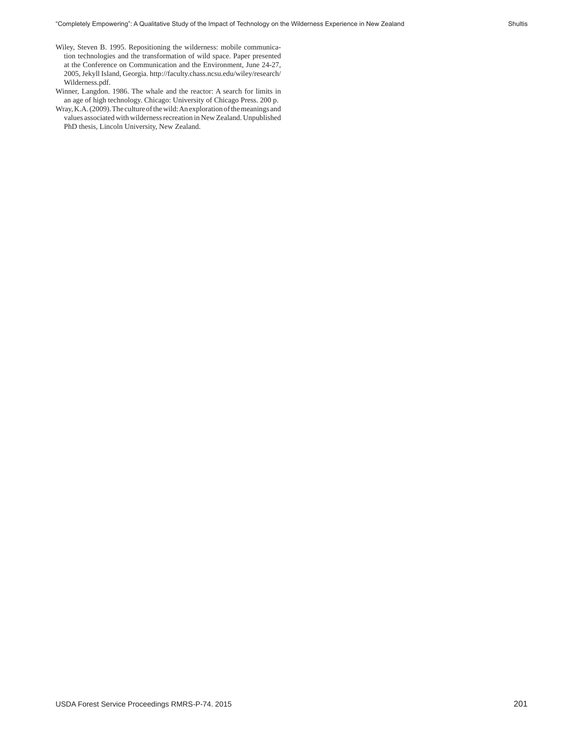Wiley, Steven B. 1995. Repositioning the wilderness: mobile communication technologies and the transformation of wild space. Paper presented at the Conference on Communication and the Environment, June 24-27, 2005, Jekyll Island, Georgia. http://faculty.chass.ncsu.edu/wiley/research/Wilderness.pdf.

Winner, Langdon. 1986. The whale and the reactor: A search for limits in an age of high technology. Chicago: University of Chicago Press. 200 p.

Wray, K.A. (2009). The culture of the wild: An exploration of the meanings and values associated with wilderness recreation in New Zealand. Unpublished PhD thesis, Lincoln University, New Zealand.